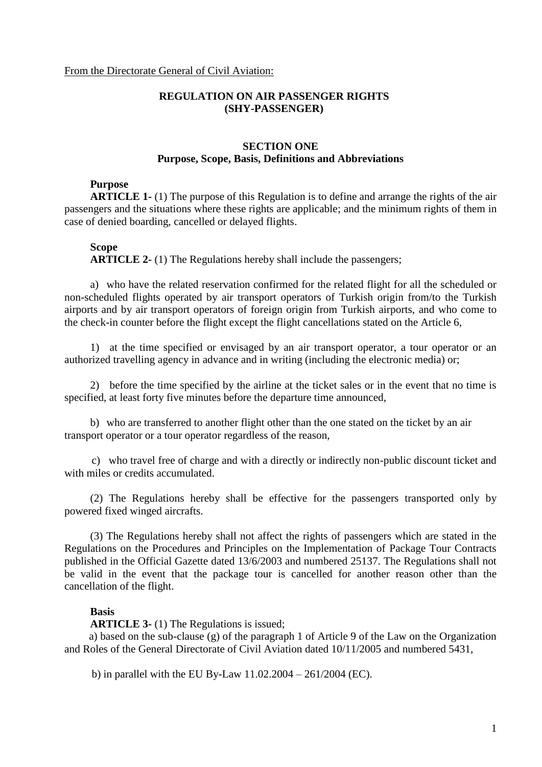From the Directorate General of Civil Aviation:

# REGULATION ON AIR PASSENGER RIGHTS (SHY-PASSENGER)

## SECTION ONE
## Purpose, Scope, Basis, Definitions and Abbreviations

### Purpose

**ARTICLE 1-** (1) The purpose of this Regulation is to define and arrange the rights of the air passengers and the situations where these rights are applicable; and the minimum rights of them in case of denied boarding, cancelled or delayed flights.

### Scope

**ARTICLE 2-** (1) The Regulations hereby shall include the passengers;

a) who have the related reservation confirmed for the related flight for all the scheduled or non-scheduled flights operated by air transport operators of Turkish origin from/to the Turkish airports and by air transport operators of foreign origin from Turkish airports, and who come to the check-in counter before the flight except the flight cancellations stated on the Article 6,

1) at the time specified or envisaged by an air transport operator, a tour operator or an authorized travelling agency in advance and in writing (including the electronic media) or;

2) before the time specified by the airline at the ticket sales or in the event that no time is specified, at least forty five minutes before the departure time announced,

b) who are transferred to another flight other than the one stated on the ticket by an air transport operator or a tour operator regardless of the reason,

c) who travel free of charge and with a directly or indirectly non-public discount ticket and with miles or credits accumulated.

(2) The Regulations hereby shall be effective for the passengers transported only by powered fixed winged aircrafts.

(3) The Regulations hereby shall not affect the rights of passengers which are stated in the Regulations on the Procedures and Principles on the Implementation of Package Tour Contracts published in the Official Gazette dated 13/6/2003 and numbered 25137. The Regulations shall not be valid in the event that the package tour is cancelled for another reason other than the cancellation of the flight.

### Basis

**ARTICLE 3-** (1) The Regulations is issued;

a) based on the sub-clause (g) of the paragraph 1 of Article 9 of the Law on the Organization and Roles of the General Directorate of Civil Aviation dated 10/11/2005 and numbered 5431,

b) in parallel with the EU By-Law 11.02.2004 – 261/2004 (EC).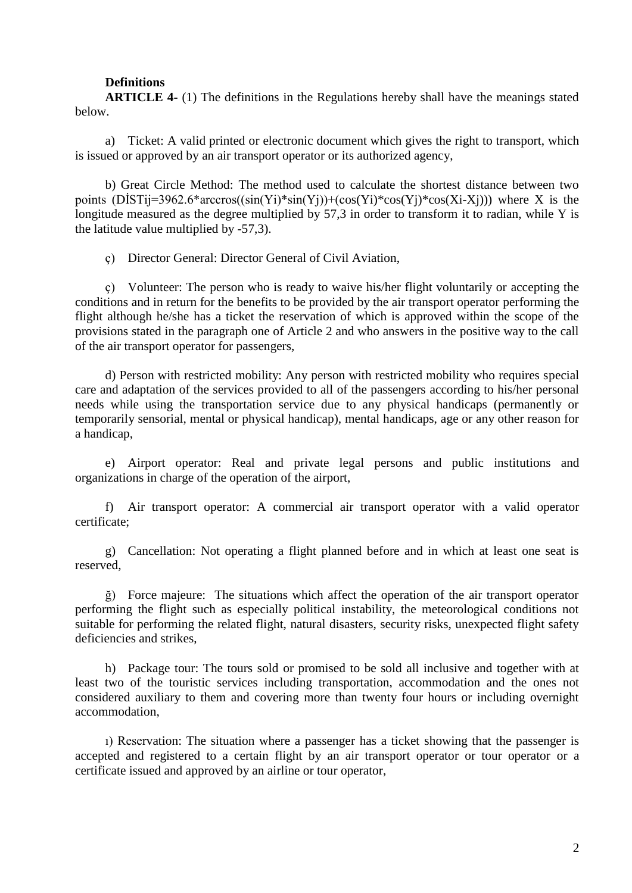**Definitions**

**ARTICLE 4-** (1) The definitions in the Regulations hereby shall have the meanings stated below.

a) Ticket: A valid printed or electronic document which gives the right to transport, which is issued or approved by an air transport operator or its authorized agency,

b) Great Circle Method: The method used to calculate the shortest distance between two points (DİSTij=3962.6*arccros((sin(Yi)*sin(Yj))+(cos(Yi)*cos(Yj)*cos(Xi-Xj))) where X is the longitude measured as the degree multiplied by 57,3 in order to transform it to radian, while Y is the latitude value multiplied by -57,3).

ç) Director General: Director General of Civil Aviation,

ç) Volunteer: The person who is ready to waive his/her flight voluntarily or accepting the conditions and in return for the benefits to be provided by the air transport operator performing the flight although he/she has a ticket the reservation of which is approved within the scope of the provisions stated in the paragraph one of Article 2 and who answers in the positive way to the call of the air transport operator for passengers,

d) Person with restricted mobility: Any person with restricted mobility who requires special care and adaptation of the services provided to all of the passengers according to his/her personal needs while using the transportation service due to any physical handicaps (permanently or temporarily sensorial, mental or physical handicap), mental handicaps, age or any other reason for a handicap,

e) Airport operator: Real and private legal persons and public institutions and organizations in charge of the operation of the airport,

f) Air transport operator: A commercial air transport operator with a valid operator certificate;

g) Cancellation: Not operating a flight planned before and in which at least one seat is reserved,

ğ) Force majeure: The situations which affect the operation of the air transport operator performing the flight such as especially political instability, the meteorological conditions not suitable for performing the related flight, natural disasters, security risks, unexpected flight safety deficiencies and strikes,

h) Package tour: The tours sold or promised to be sold all inclusive and together with at least two of the touristic services including transportation, accommodation and the ones not considered auxiliary to them and covering more than twenty four hours or including overnight accommodation,

ı) Reservation: The situation where a passenger has a ticket showing that the passenger is accepted and registered to a certain flight by an air transport operator or tour operator or a certificate issued and approved by an airline or tour operator,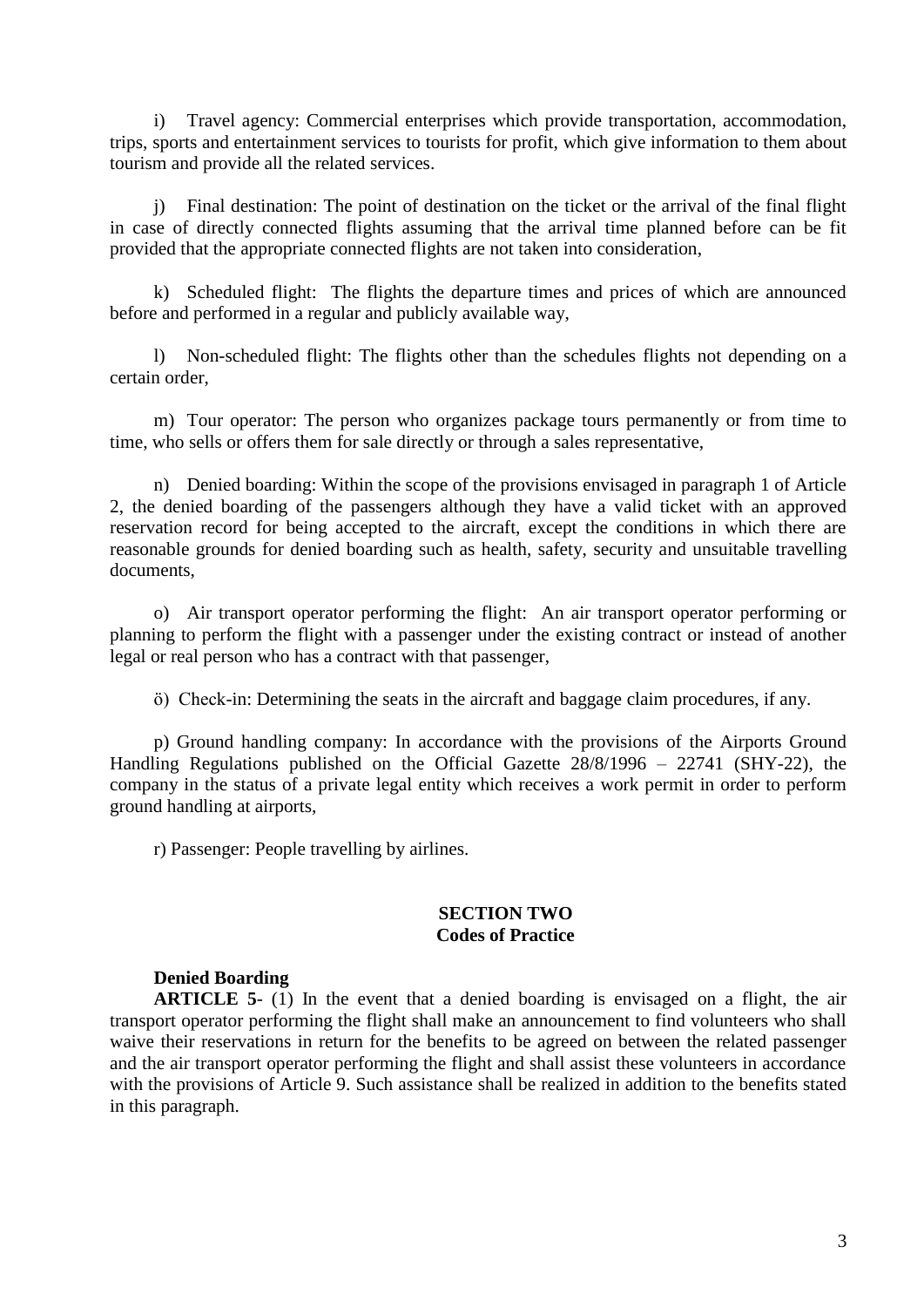i) Travel agency: Commercial enterprises which provide transportation, accommodation, trips, sports and entertainment services to tourists for profit, which give information to them about tourism and provide all the related services.

j) Final destination: The point of destination on the ticket or the arrival of the final flight in case of directly connected flights assuming that the arrival time planned before can be fit provided that the appropriate connected flights are not taken into consideration,

k) Scheduled flight: The flights the departure times and prices of which are announced before and performed in a regular and publicly available way,

l) Non-scheduled flight: The flights other than the schedules flights not depending on a certain order,

m) Tour operator: The person who organizes package tours permanently or from time to time, who sells or offers them for sale directly or through a sales representative,

n) Denied boarding: Within the scope of the provisions envisaged in paragraph 1 of Article 2, the denied boarding of the passengers although they have a valid ticket with an approved reservation record for being accepted to the aircraft, except the conditions in which there are reasonable grounds for denied boarding such as health, safety, security and unsuitable travelling documents,

o) Air transport operator performing the flight: An air transport operator performing or planning to perform the flight with a passenger under the existing contract or instead of another legal or real person who has a contract with that passenger,

ö) Check-in: Determining the seats in the aircraft and baggage claim procedures, if any.

p) Ground handling company: In accordance with the provisions of the Airports Ground Handling Regulations published on the Official Gazette 28/8/1996 – 22741 (SHY-22), the company in the status of a private legal entity which receives a work permit in order to perform ground handling at airports,

r) Passenger: People travelling by airlines.

## SECTION TWO
## Codes of Practice

**Denied Boarding**

**ARTICLE 5**- (1) In the event that a denied boarding is envisaged on a flight, the air transport operator performing the flight shall make an announcement to find volunteers who shall waive their reservations in return for the benefits to be agreed on between the related passenger and the air transport operator performing the flight and shall assist these volunteers in accordance with the provisions of Article 9. Such assistance shall be realized in addition to the benefits stated in this paragraph.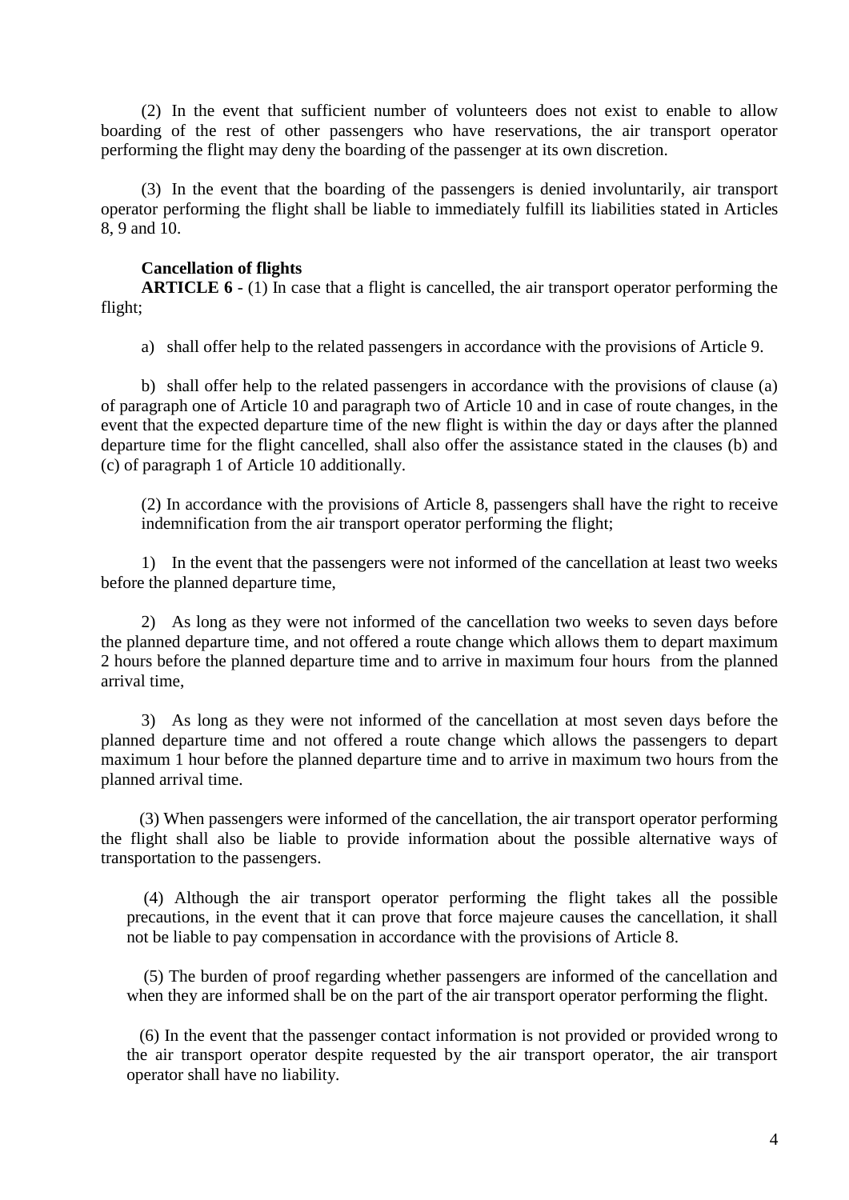(2) In the event that sufficient number of volunteers does not exist to enable to allow boarding of the rest of other passengers who have reservations, the air transport operator performing the flight may deny the boarding of the passenger at its own discretion.

(3) In the event that the boarding of the passengers is denied involuntarily, air transport operator performing the flight shall be liable to immediately fulfill its liabilities stated in Articles 8, 9 and 10.

**Cancellation of flights**

**ARTICLE 6** - (1) In case that a flight is cancelled, the air transport operator performing the flight;

a) shall offer help to the related passengers in accordance with the provisions of Article 9.

b) shall offer help to the related passengers in accordance with the provisions of clause (a) of paragraph one of Article 10 and paragraph two of Article 10 and in case of route changes, in the event that the expected departure time of the new flight is within the day or days after the planned departure time for the flight cancelled, shall also offer the assistance stated in the clauses (b) and (c) of paragraph 1 of Article 10 additionally.

(2) In accordance with the provisions of Article 8, passengers shall have the right to receive indemnification from the air transport operator performing the flight;

1) In the event that the passengers were not informed of the cancellation at least two weeks before the planned departure time,

2) As long as they were not informed of the cancellation two weeks to seven days before the planned departure time, and not offered a route change which allows them to depart maximum 2 hours before the planned departure time and to arrive in maximum four hours from the planned arrival time,

3) As long as they were not informed of the cancellation at most seven days before the planned departure time and not offered a route change which allows the passengers to depart maximum 1 hour before the planned departure time and to arrive in maximum two hours from the planned arrival time.

(3) When passengers were informed of the cancellation, the air transport operator performing the flight shall also be liable to provide information about the possible alternative ways of transportation to the passengers.

(4) Although the air transport operator performing the flight takes all the possible precautions, in the event that it can prove that force majeure causes the cancellation, it shall not be liable to pay compensation in accordance with the provisions of Article 8.

(5) The burden of proof regarding whether passengers are informed of the cancellation and when they are informed shall be on the part of the air transport operator performing the flight.

(6) In the event that the passenger contact information is not provided or provided wrong to the air transport operator despite requested by the air transport operator, the air transport operator shall have no liability.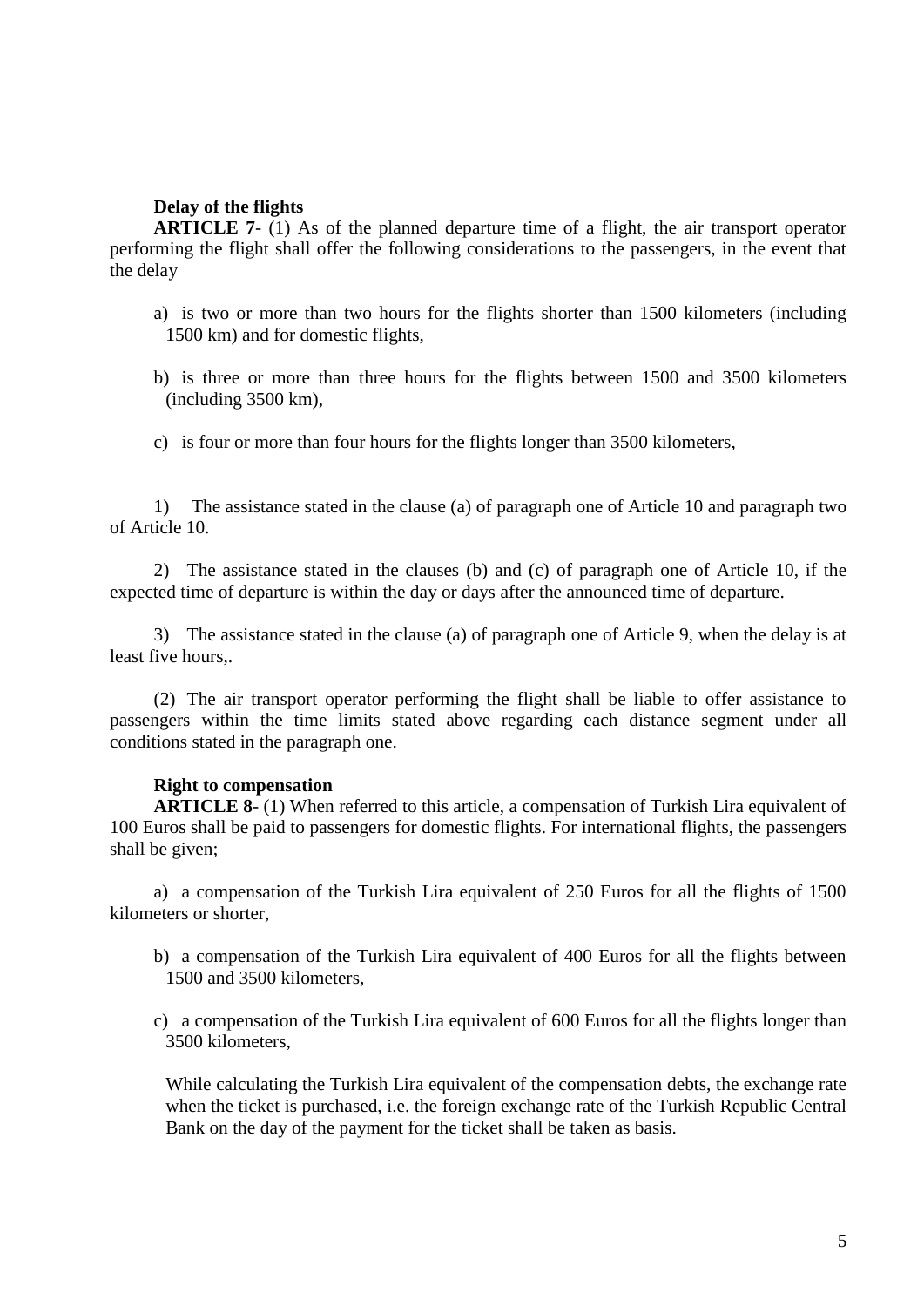**Delay of the flights**

**ARTICLE 7**- (1) As of the planned departure time of a flight, the air transport operator performing the flight shall offer the following considerations to the passengers, in the event that the delay

a) is two or more than two hours for the flights shorter than 1500 kilometers (including 1500 km) and for domestic flights,

b) is three or more than three hours for the flights between 1500 and 3500 kilometers (including 3500 km),

c) is four or more than four hours for the flights longer than 3500 kilometers,

1) The assistance stated in the clause (a) of paragraph one of Article 10 and paragraph two of Article 10.

2) The assistance stated in the clauses (b) and (c) of paragraph one of Article 10, if the expected time of departure is within the day or days after the announced time of departure.

3) The assistance stated in the clause (a) of paragraph one of Article 9, when the delay is at least five hours,.

(2) The air transport operator performing the flight shall be liable to offer assistance to passengers within the time limits stated above regarding each distance segment under all conditions stated in the paragraph one.

**Right to compensation**

**ARTICLE 8**- (1) When referred to this article, a compensation of Turkish Lira equivalent of 100 Euros shall be paid to passengers for domestic flights. For international flights, the passengers shall be given;

a) a compensation of the Turkish Lira equivalent of 250 Euros for all the flights of 1500 kilometers or shorter,

b) a compensation of the Turkish Lira equivalent of 400 Euros for all the flights between 1500 and 3500 kilometers,

c) a compensation of the Turkish Lira equivalent of 600 Euros for all the flights longer than 3500 kilometers,

While calculating the Turkish Lira equivalent of the compensation debts, the exchange rate when the ticket is purchased, i.e. the foreign exchange rate of the Turkish Republic Central Bank on the day of the payment for the ticket shall be taken as basis.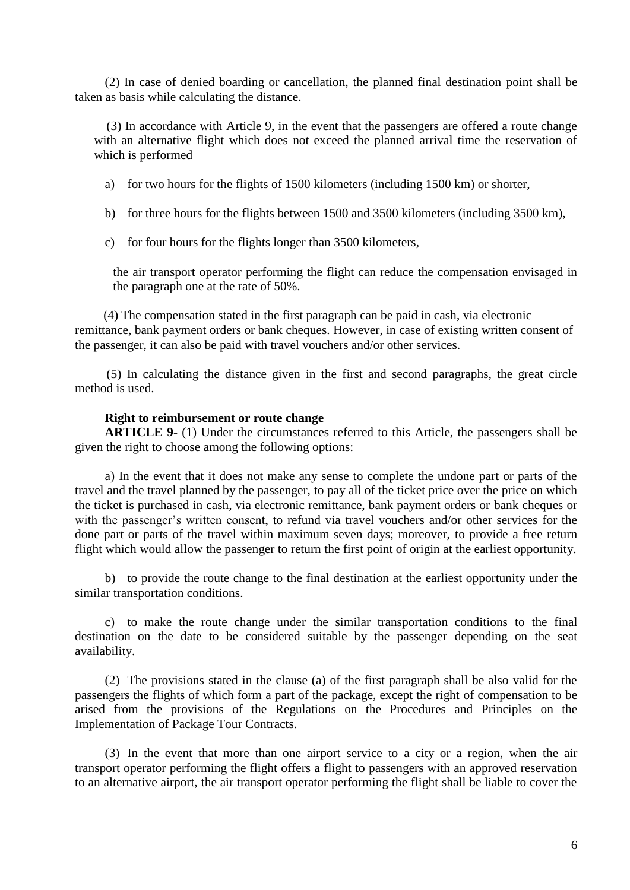(2) In case of denied boarding or cancellation, the planned final destination point shall be taken as basis while calculating the distance.

(3) In accordance with Article 9, in the event that the passengers are offered a route change with an alternative flight which does not exceed the planned arrival time the reservation of which is performed

a) for two hours for the flights of 1500 kilometers (including 1500 km) or shorter,

b) for three hours for the flights between 1500 and 3500 kilometers (including 3500 km),

c) for four hours for the flights longer than 3500 kilometers,

the air transport operator performing the flight can reduce the compensation envisaged in the paragraph one at the rate of 50%.

(4) The compensation stated in the first paragraph can be paid in cash, via electronic remittance, bank payment orders or bank cheques. However, in case of existing written consent of the passenger, it can also be paid with travel vouchers and/or other services.

(5) In calculating the distance given in the first and second paragraphs, the great circle method is used.

**Right to reimbursement or route change**

**ARTICLE 9-** (1) Under the circumstances referred to this Article, the passengers shall be given the right to choose among the following options:

a) In the event that it does not make any sense to complete the undone part or parts of the travel and the travel planned by the passenger, to pay all of the ticket price over the price on which the ticket is purchased in cash, via electronic remittance, bank payment orders or bank cheques or with the passenger's written consent, to refund via travel vouchers and/or other services for the done part or parts of the travel within maximum seven days; moreover, to provide a free return flight which would allow the passenger to return the first point of origin at the earliest opportunity.

b) to provide the route change to the final destination at the earliest opportunity under the similar transportation conditions.

c) to make the route change under the similar transportation conditions to the final destination on the date to be considered suitable by the passenger depending on the seat availability.

(2) The provisions stated in the clause (a) of the first paragraph shall be also valid for the passengers the flights of which form a part of the package, except the right of compensation to be arised from the provisions of the Regulations on the Procedures and Principles on the Implementation of Package Tour Contracts.

(3) In the event that more than one airport service to a city or a region, when the air transport operator performing the flight offers a flight to passengers with an approved reservation to an alternative airport, the air transport operator performing the flight shall be liable to cover the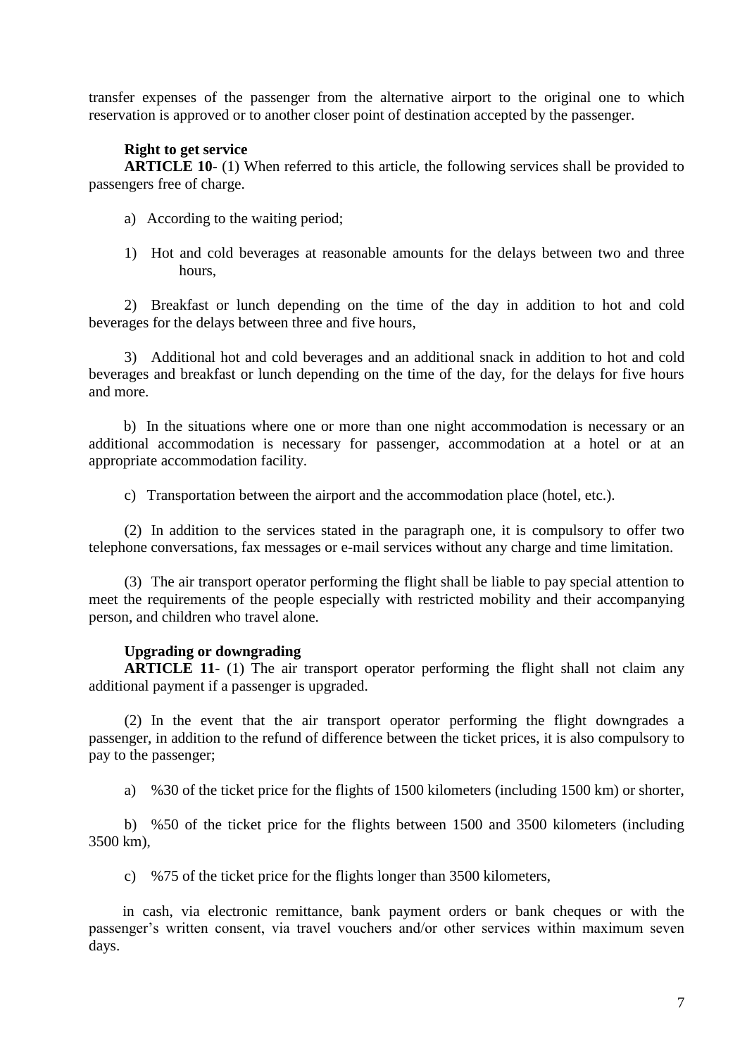transfer expenses of the passenger from the alternative airport to the original one to which reservation is approved or to another closer point of destination accepted by the passenger.

**Right to get service**

**ARTICLE 10**- (1) When referred to this article, the following services shall be provided to passengers free of charge.

a) According to the waiting period;

1) Hot and cold beverages at reasonable amounts for the delays between two and three hours,

2) Breakfast or lunch depending on the time of the day in addition to hot and cold beverages for the delays between three and five hours,

3) Additional hot and cold beverages and an additional snack in addition to hot and cold beverages and breakfast or lunch depending on the time of the day, for the delays for five hours and more.

b) In the situations where one or more than one night accommodation is necessary or an additional accommodation is necessary for passenger, accommodation at a hotel or at an appropriate accommodation facility.

c) Transportation between the airport and the accommodation place (hotel, etc.).

(2) In addition to the services stated in the paragraph one, it is compulsory to offer two telephone conversations, fax messages or e-mail services without any charge and time limitation.

(3) The air transport operator performing the flight shall be liable to pay special attention to meet the requirements of the people especially with restricted mobility and their accompanying person, and children who travel alone.

**Upgrading or downgrading**

**ARTICLE 11**- (1) The air transport operator performing the flight shall not claim any additional payment if a passenger is upgraded.

(2) In the event that the air transport operator performing the flight downgrades a passenger, in addition to the refund of difference between the ticket prices, it is also compulsory to pay to the passenger;

a) %30 of the ticket price for the flights of 1500 kilometers (including 1500 km) or shorter,

b) %50 of the ticket price for the flights between 1500 and 3500 kilometers (including 3500 km),

c) %75 of the ticket price for the flights longer than 3500 kilometers,

in cash, via electronic remittance, bank payment orders or bank cheques or with the passenger's written consent, via travel vouchers and/or other services within maximum seven days.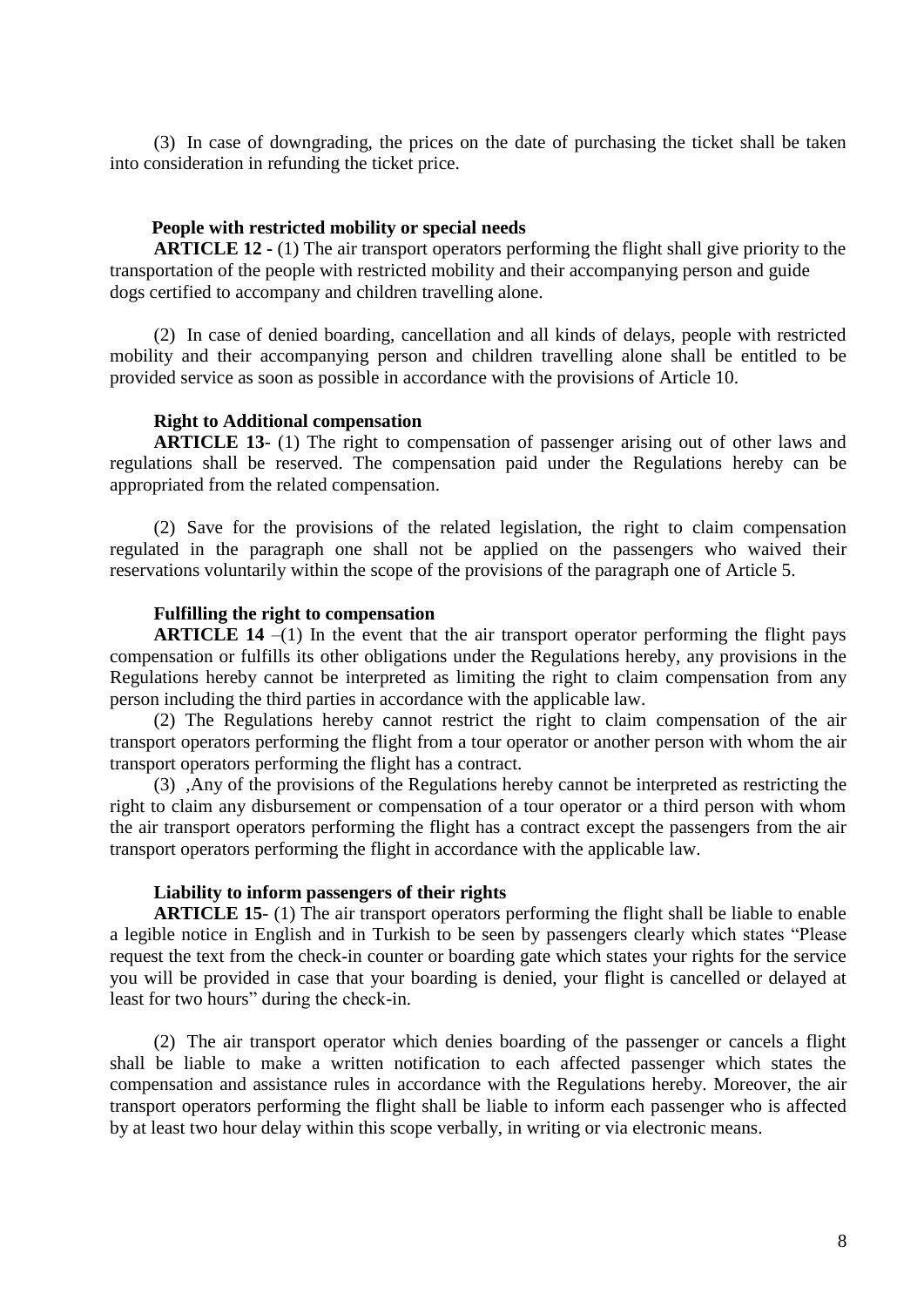(3) In case of downgrading, the prices on the date of purchasing the ticket shall be taken into consideration in refunding the ticket price.

**People with restricted mobility or special needs**

**ARTICLE 12 -** (1) The air transport operators performing the flight shall give priority to the transportation of the people with restricted mobility and their accompanying person and guide dogs certified to accompany and children travelling alone.

(2) In case of denied boarding, cancellation and all kinds of delays, people with restricted mobility and their accompanying person and children travelling alone shall be entitled to be provided service as soon as possible in accordance with the provisions of Article 10.

**Right to Additional compensation**

**ARTICLE 13**- (1) The right to compensation of passenger arising out of other laws and regulations shall be reserved. The compensation paid under the Regulations hereby can be appropriated from the related compensation.

(2) Save for the provisions of the related legislation, the right to claim compensation regulated in the paragraph one shall not be applied on the passengers who waived their reservations voluntarily within the scope of the provisions of the paragraph one of Article 5.

**Fulfilling the right to compensation**

**ARTICLE 14** –(1) In the event that the air transport operator performing the flight pays compensation or fulfills its other obligations under the Regulations hereby, any provisions in the Regulations hereby cannot be interpreted as limiting the right to claim compensation from any person including the third parties in accordance with the applicable law.

(2) The Regulations hereby cannot restrict the right to claim compensation of the air transport operators performing the flight from a tour operator or another person with whom the air transport operators performing the flight has a contract.

(3) ,Any of the provisions of the Regulations hereby cannot be interpreted as restricting the right to claim any disbursement or compensation of a tour operator or a third person with whom the air transport operators performing the flight has a contract except the passengers from the air transport operators performing the flight in accordance with the applicable law.

**Liability to inform passengers of their rights**

**ARTICLE 15**- (1) The air transport operators performing the flight shall be liable to enable a legible notice in English and in Turkish to be seen by passengers clearly which states "Please request the text from the check-in counter or boarding gate which states your rights for the service you will be provided in case that your boarding is denied, your flight is cancelled or delayed at least for two hours" during the check-in.

(2) The air transport operator which denies boarding of the passenger or cancels a flight shall be liable to make a written notification to each affected passenger which states the compensation and assistance rules in accordance with the Regulations hereby. Moreover, the air transport operators performing the flight shall be liable to inform each passenger who is affected by at least two hour delay within this scope verbally, in writing or via electronic means.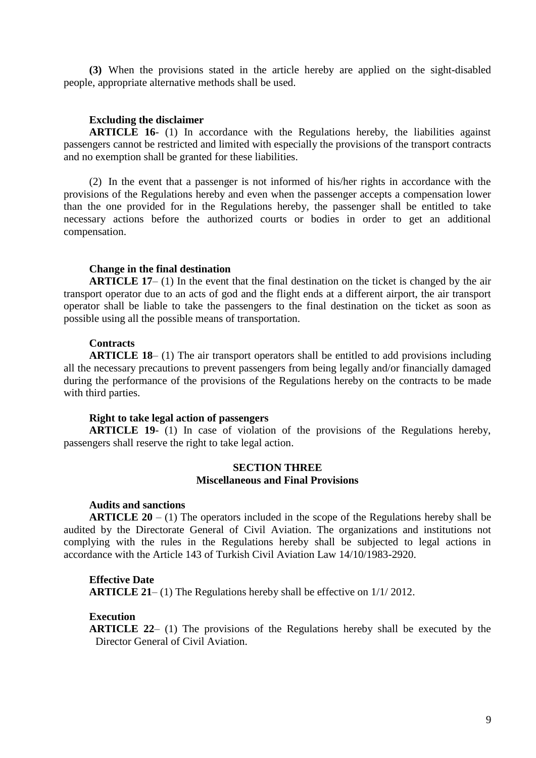**(3)** When the provisions stated in the article hereby are applied on the sight-disabled people, appropriate alternative methods shall be used.

**Excluding the disclaimer**

**ARTICLE 16**- (1) In accordance with the Regulations hereby, the liabilities against passengers cannot be restricted and limited with especially the provisions of the transport contracts and no exemption shall be granted for these liabilities.

(2) In the event that a passenger is not informed of his/her rights in accordance with the provisions of the Regulations hereby and even when the passenger accepts a compensation lower than the one provided for in the Regulations hereby, the passenger shall be entitled to take necessary actions before the authorized courts or bodies in order to get an additional compensation.

**Change in the final destination**

**ARTICLE 17**– (1) In the event that the final destination on the ticket is changed by the air transport operator due to an acts of god and the flight ends at a different airport, the air transport operator shall be liable to take the passengers to the final destination on the ticket as soon as possible using all the possible means of transportation.

**Contracts**

**ARTICLE 18**– (1) The air transport operators shall be entitled to add provisions including all the necessary precautions to prevent passengers from being legally and/or financially damaged during the performance of the provisions of the Regulations hereby on the contracts to be made with third parties.

**Right to take legal action of passengers**

**ARTICLE 19**- (1) In case of violation of the provisions of the Regulations hereby, passengers shall reserve the right to take legal action.

## SECTION THREE
## Miscellaneous and Final Provisions

**Audits and sanctions**

**ARTICLE 20** – (1) The operators included in the scope of the Regulations hereby shall be audited by the Directorate General of Civil Aviation. The organizations and institutions not complying with the rules in the Regulations hereby shall be subjected to legal actions in accordance with the Article 143 of Turkish Civil Aviation Law 14/10/1983-2920.

**Effective Date**

**ARTICLE 21**– (1) The Regulations hereby shall be effective on 1/1/ 2012.

**Execution**

**ARTICLE 22**– (1) The provisions of the Regulations hereby shall be executed by the Director General of Civil Aviation.